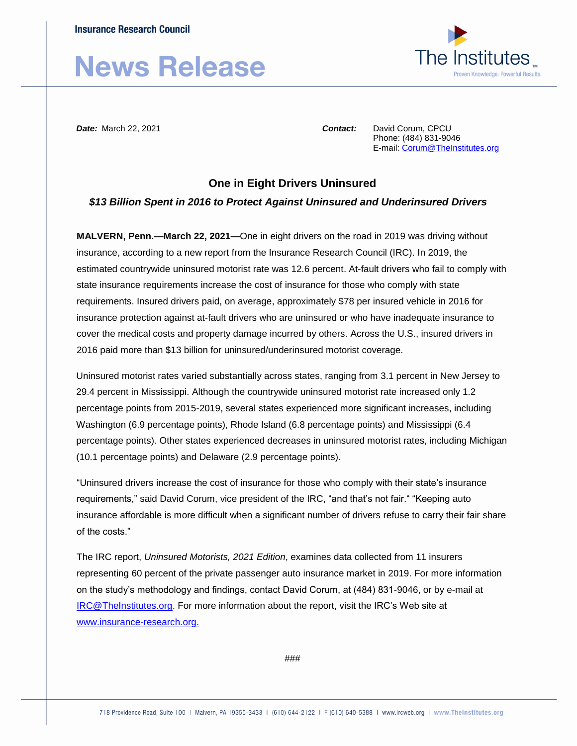Insurance Research Council

# News Release

The Institutes™
Proven Knowledge. Powerful Results.

***Date:*** March 22, 2021

***Contact:*** David Corum, CPCU
Phone: (484) 831-9046
E-mail: Corum@TheInstitutes.org

## One in Eight Drivers Uninsured

### *$13 Billion Spent in 2016 to Protect Against Uninsured and Underinsured Drivers*

**MALVERN, Penn.—March 22, 2021—**One in eight drivers on the road in 2019 was driving without insurance, according to a new report from the Insurance Research Council (IRC). In 2019, the estimated countrywide uninsured motorist rate was 12.6 percent. At-fault drivers who fail to comply with state insurance requirements increase the cost of insurance for those who comply with state requirements. Insured drivers paid, on average, approximately $78 per insured vehicle in 2016 for insurance protection against at-fault drivers who are uninsured or who have inadequate insurance to cover the medical costs and property damage incurred by others. Across the U.S., insured drivers in 2016 paid more than $13 billion for uninsured/underinsured motorist coverage.

Uninsured motorist rates varied substantially across states, ranging from 3.1 percent in New Jersey to 29.4 percent in Mississippi. Although the countrywide uninsured motorist rate increased only 1.2 percentage points from 2015-2019, several states experienced more significant increases, including Washington (6.9 percentage points), Rhode Island (6.8 percentage points) and Mississippi (6.4 percentage points). Other states experienced decreases in uninsured motorist rates, including Michigan (10.1 percentage points) and Delaware (2.9 percentage points).

“Uninsured drivers increase the cost of insurance for those who comply with their state’s insurance requirements,” said David Corum, vice president of the IRC, “and that’s not fair.“ “Keeping auto insurance affordable is more difficult when a significant number of drivers refuse to carry their fair share of the costs.”

The IRC report, *Uninsured Motorists, 2021 Edition*, examines data collected from 11 insurers representing 60 percent of the private passenger auto insurance market in 2019. For more information on the study’s methodology and findings, contact David Corum, at (484) 831-9046, or by e-mail at IRC@TheInstitutes.org. For more information about the report, visit the IRC’s Web site at www.insurance-research.org.

###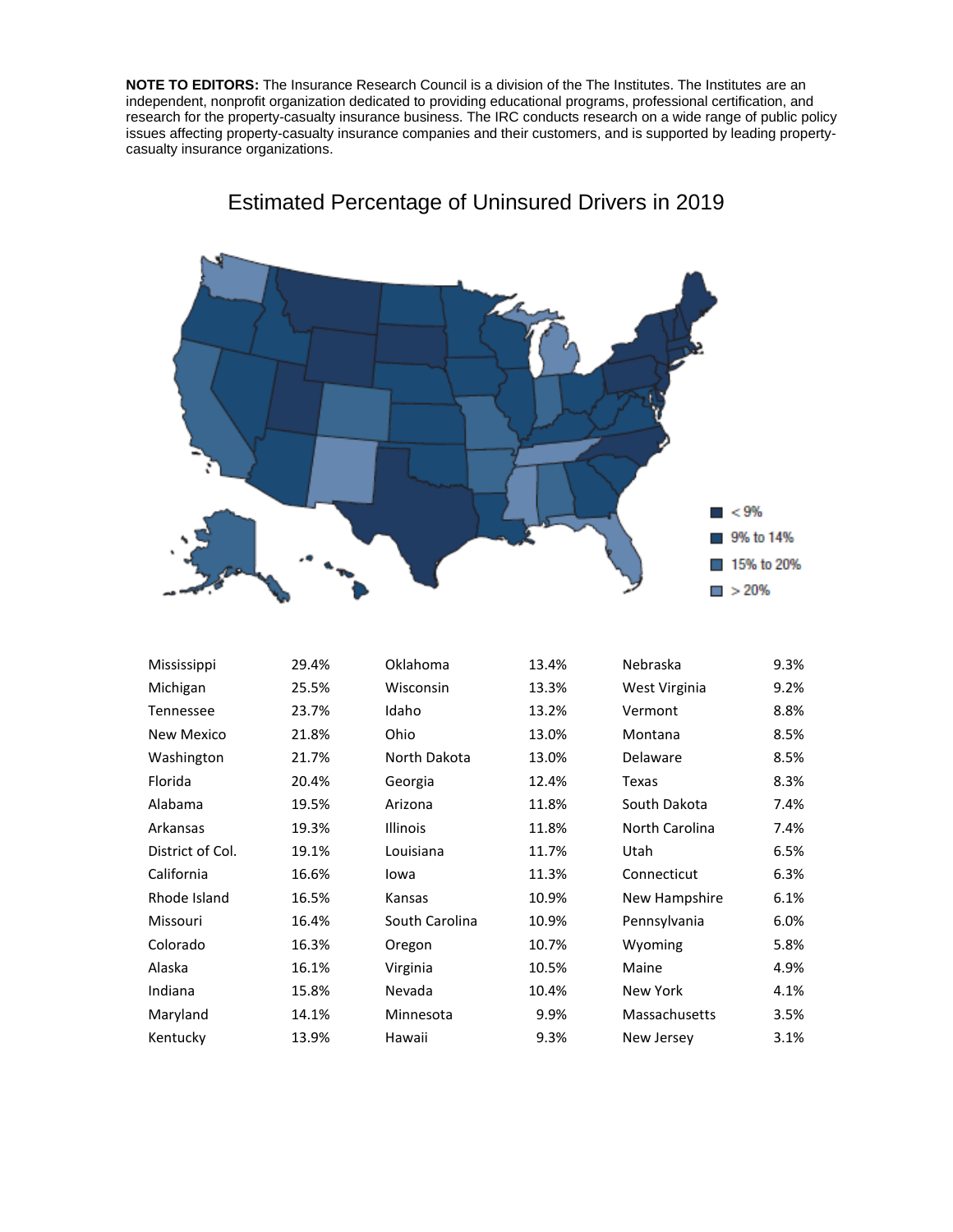**NOTE TO EDITORS:** The Insurance Research Council is a division of the The Institutes. The Institutes are an independent, nonprofit organization dedicated to providing educational programs, professional certification, and research for the property-casualty insurance business. The IRC conducts research on a wide range of public policy issues affecting property-casualty insurance companies and their customers, and is supported by leading property-casualty insurance organizations.

## Estimated Percentage of Uninsured Drivers in 2019

< 9%
9% to 14%
15% to 20%
> 20%

| | | | | | |
|---|---|---|---|---|---|
| Mississippi | 29.4% | Oklahoma | 13.4% | Nebraska | 9.3% |
| Michigan | 25.5% | Wisconsin | 13.3% | West Virginia | 9.2% |
| Tennessee | 23.7% | Idaho | 13.2% | Vermont | 8.8% |
| New Mexico | 21.8% | Ohio | 13.0% | Montana | 8.5% |
| Washington | 21.7% | North Dakota | 13.0% | Delaware | 8.5% |
| Florida | 20.4% | Georgia | 12.4% | Texas | 8.3% |
| Alabama | 19.5% | Arizona | 11.8% | South Dakota | 7.4% |
| Arkansas | 19.3% | Illinois | 11.8% | North Carolina | 7.4% |
| District of Col. | 19.1% | Louisiana | 11.7% | Utah | 6.5% |
| California | 16.6% | Iowa | 11.3% | Connecticut | 6.3% |
| Rhode Island | 16.5% | Kansas | 10.9% | New Hampshire | 6.1% |
| Missouri | 16.4% | South Carolina | 10.9% | Pennsylvania | 6.0% |
| Colorado | 16.3% | Oregon | 10.7% | Wyoming | 5.8% |
| Alaska | 16.1% | Virginia | 10.5% | Maine | 4.9% |
| Indiana | 15.8% | Nevada | 10.4% | New York | 4.1% |
| Maryland | 14.1% | Minnesota | 9.9% | Massachusetts | 3.5% |
| Kentucky | 13.9% | Hawaii | 9.3% | New Jersey | 3.1% |